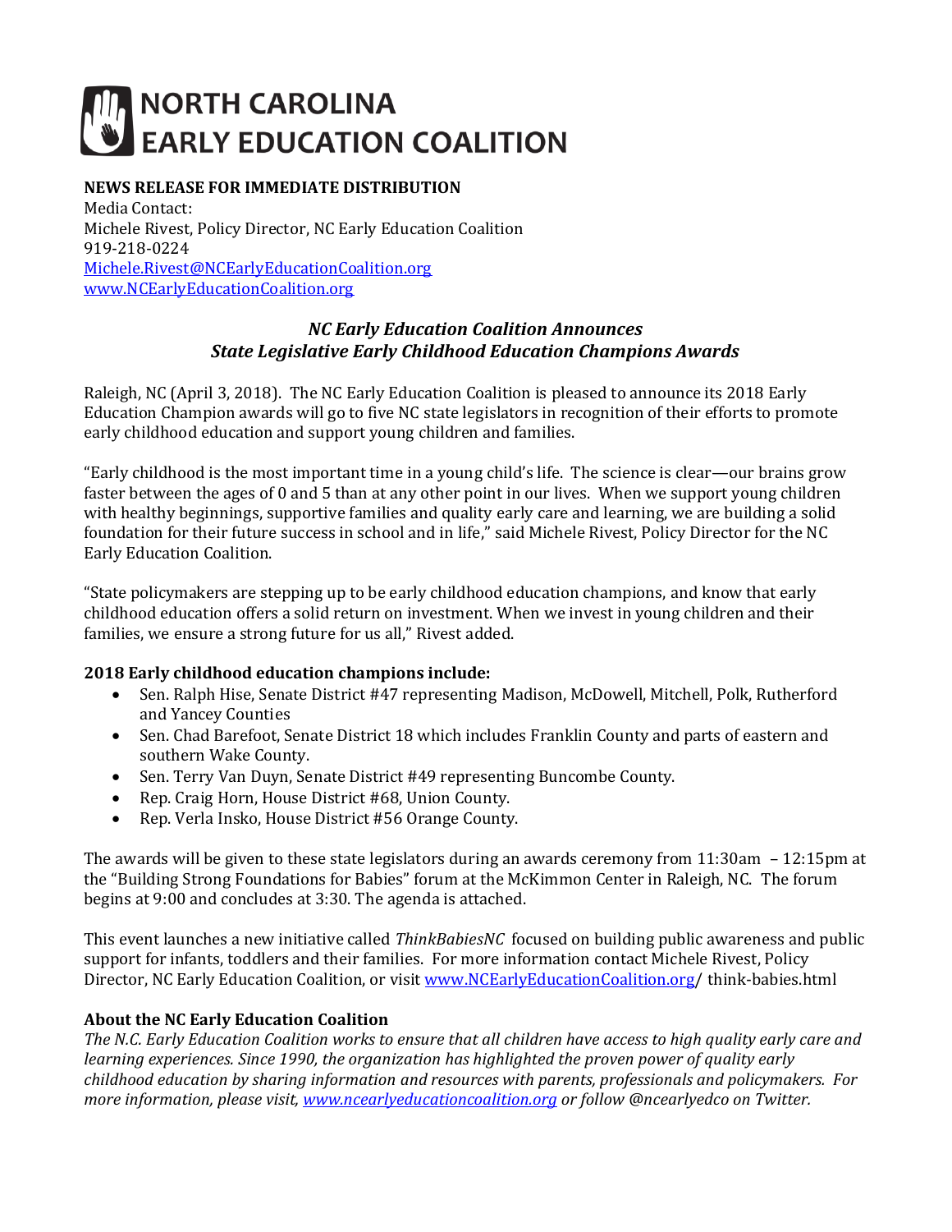# NORTH CAROLINA EARLY EDUCATION COALITION

**NEWS RELEASE FOR IMMEDIATE DISTRIBUTION**
Media Contact:
Michele Rivest, Policy Director, NC Early Education Coalition
919-218-0224
Michele.Rivest@NCEarlyEducationCoalition.org
www.NCEarlyEducationCoalition.org

## *NC Early Education Coalition Announces State Legislative Early Childhood Education Champions Awards*

Raleigh, NC (April 3, 2018). The NC Early Education Coalition is pleased to announce its 2018 Early Education Champion awards will go to five NC state legislators in recognition of their efforts to promote early childhood education and support young children and families.

"Early childhood is the most important time in a young child's life. The science is clear—our brains grow faster between the ages of 0 and 5 than at any other point in our lives. When we support young children with healthy beginnings, supportive families and quality early care and learning, we are building a solid foundation for their future success in school and in life," said Michele Rivest, Policy Director for the NC Early Education Coalition.

"State policymakers are stepping up to be early childhood education champions, and know that early childhood education offers a solid return on investment. When we invest in young children and their families, we ensure a strong future for us all," Rivest added.

**2018 Early childhood education champions include:**

- Sen. Ralph Hise, Senate District #47 representing Madison, McDowell, Mitchell, Polk, Rutherford and Yancey Counties
- Sen. Chad Barefoot, Senate District 18 which includes Franklin County and parts of eastern and southern Wake County.
- Sen. Terry Van Duyn, Senate District #49 representing Buncombe County.
- Rep. Craig Horn, House District #68, Union County.
- Rep. Verla Insko, House District #56 Orange County.

The awards will be given to these state legislators during an awards ceremony from 11:30am – 12:15pm at the "Building Strong Foundations for Babies" forum at the McKimmon Center in Raleigh, NC. The forum begins at 9:00 and concludes at 3:30. The agenda is attached.

This event launches a new initiative called *ThinkBabiesNC* focused on building public awareness and public support for infants, toddlers and their families. For more information contact Michele Rivest, Policy Director, NC Early Education Coalition, or visit www.NCEarlyEducationCoalition.org/ think-babies.html

**About the NC Early Education Coalition**

*The N.C. Early Education Coalition works to ensure that all children have access to high quality early care and learning experiences. Since 1990, the organization has highlighted the proven power of quality early childhood education by sharing information and resources with parents, professionals and policymakers. For more information, please visit, www.ncearlyeducationcoalition.org or follow @ncearlyedco on Twitter.*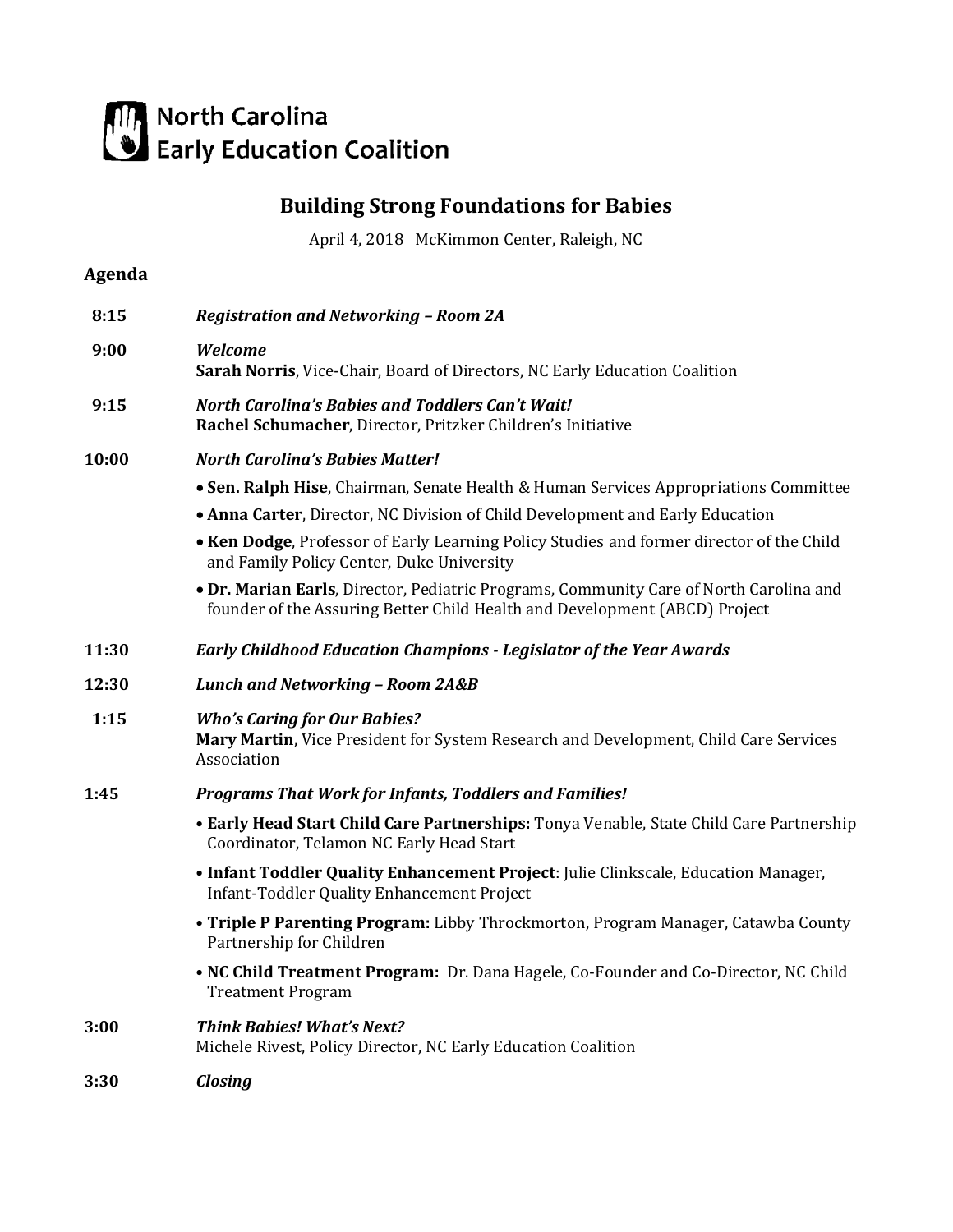North Carolina
Early Education Coalition

# Building Strong Foundations for Babies

April 4, 2018 McKimmon Center, Raleigh, NC

## Agenda

**8:15** ***Registration and Networking – Room 2A***

**9:00** ***Welcome***
**Sarah Norris**, Vice-Chair, Board of Directors, NC Early Education Coalition

**9:15** ***North Carolina's Babies and Toddlers Can't Wait!***
**Rachel Schumacher**, Director, Pritzker Children's Initiative

**10:00** ***North Carolina's Babies Matter!***

- **Sen. Ralph Hise**, Chairman, Senate Health & Human Services Appropriations Committee
- **Anna Carter**, Director, NC Division of Child Development and Early Education
- **Ken Dodge**, Professor of Early Learning Policy Studies and former director of the Child and Family Policy Center, Duke University
- **Dr. Marian Earls**, Director, Pediatric Programs, Community Care of North Carolina and founder of the Assuring Better Child Health and Development (ABCD) Project

**11:30** ***Early Childhood Education Champions - Legislator of the Year Awards***

**12:30** ***Lunch and Networking – Room 2A&B***

**1:15** ***Who's Caring for Our Babies?***
**Mary Martin**, Vice President for System Research and Development, Child Care Services Association

**1:45** ***Programs That Work for Infants, Toddlers and Families!***

- **Early Head Start Child Care Partnerships:** Tonya Venable, State Child Care Partnership Coordinator, Telamon NC Early Head Start
- **Infant Toddler Quality Enhancement Project**: Julie Clinkscale, Education Manager, Infant-Toddler Quality Enhancement Project
- **Triple P Parenting Program:** Libby Throckmorton, Program Manager, Catawba County Partnership for Children
- **NC Child Treatment Program:** Dr. Dana Hagele, Co-Founder and Co-Director, NC Child Treatment Program

**3:00** ***Think Babies! What's Next?***
Michele Rivest, Policy Director, NC Early Education Coalition

**3:30** ***Closing***